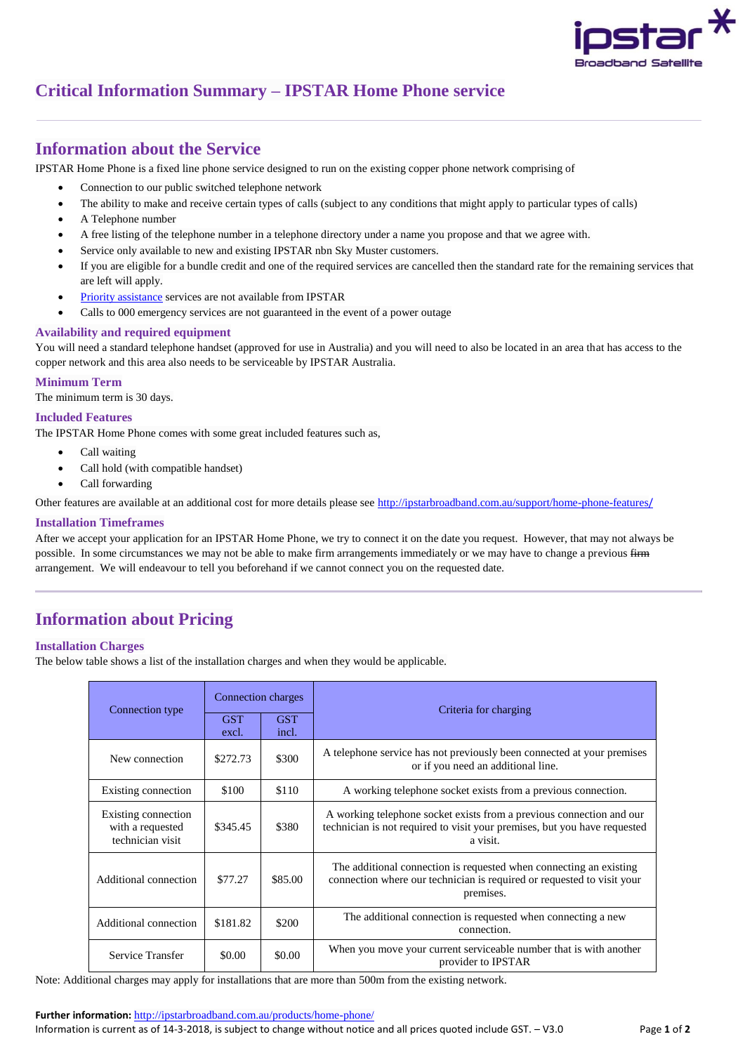# Critical Information Summary – IPSTAR Home Phone service

## Information about the Service

IPSTAR Home Phone is a fixed line phone service designed to run on the existing copper phone network comprising of

- Connection to our public switched telephone network
- The ability to make and receive certain types of calls (subject to any conditions that might apply to particular types of calls)
- A Telephone number
- A free listing of the telephone number in a telephone directory under a name you propose and that we agree with.
- Service only available to new and existing IPSTAR nbn Sky Muster customers.
- If you are eligible for a bundle credit and one of the required services are cancelled then the standard rate for the remaining services that are left will apply.
- Priority assistance services are not available from IPSTAR
- Calls to 000 emergency services are not guaranteed in the event of a power outage

### Availability and required equipment

You will need a standard telephone handset (approved for use in Australia) and you will need to also be located in an area that has access to the copper network and this area also needs to be serviceable by IPSTAR Australia.

### Minimum Term

The minimum term is 30 days.

### Included Features

The IPSTAR Home Phone comes with some great included features such as,

- Call waiting
- Call hold (with compatible handset)
- Call forwarding

Other features are available at an additional cost for more details please see http://ipstarbroadband.com.au/support/home-phone-features/

### Installation Timeframes

After we accept your application for an IPSTAR Home Phone, we try to connect it on the date you request. However, that may not always be possible. In some circumstances we may not be able to make firm arrangements immediately or we may have to change a previous ~~firm~~ arrangement. We will endeavour to tell you beforehand if we cannot connect you on the requested date.

## Information about Pricing

### Installation Charges

The below table shows a list of the installation charges and when they would be applicable.

| Connection type | Connection charges | | Criteria for charging |
|---|---|---|---|
| | GST excl. | GST incl. | |
| New connection | $272.73 | $300 | A telephone service has not previously been connected at your premises or if you need an additional line. |
| Existing connection | $100 | $110 | A working telephone socket exists from a previous connection. |
| Existing connection with a requested technician visit | $345.45 | $380 | A working telephone socket exists from a previous connection and our technician is not required to visit your premises, but you have requested a visit. |
| Additional connection | $77.27 | $85.00 | The additional connection is requested when connecting an existing connection where our technician is required or requested to visit your premises. |
| Additional connection | $181.82 | $200 | The additional connection is requested when connecting a new connection. |
| Service Transfer | $0.00 | $0.00 | When you move your current serviceable number that is with another provider to IPSTAR |

Note: Additional charges may apply for installations that are more than 500m from the existing network.

**Further information:** http://ipstarbroadband.com.au/products/home-phone/

Information is current as of 14-3-2018, is subject to change without notice and all prices quoted include GST. – V3.0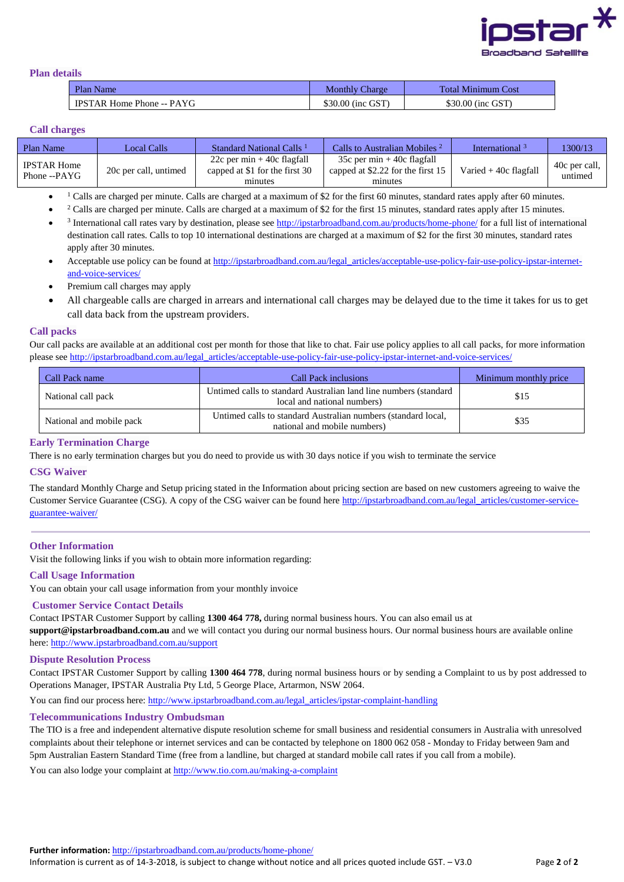## Plan details

| Plan Name | Monthly Charge | Total Minimum Cost |
|---|---|---|
| IPSTAR Home Phone -- PAYG | $30.00 (inc GST) | $30.00 (inc GST) |

## Call charges

| Plan Name | Local Calls | Standard National Calls [1] | Calls to Australian Mobiles [2] | International [3] | 1300/13 |
|---|---|---|---|---|---|
| IPSTAR Home Phone --PAYG | 20c per call, untimed | 22c per min + 40c flagfall capped at $1 for the first 30 minutes | 35c per min + 40c flagfall capped at $2.22 for the first 15 minutes | Varied + 40c flagfall | 40c per call, untimed |

- [1] Calls are charged per minute. Calls are charged at a maximum of $2 for the first 60 minutes, standard rates apply after 60 minutes.
- [2] Calls are charged per minute. Calls are charged at a maximum of $2 for the first 15 minutes, standard rates apply after 15 minutes.
- [3] International call rates vary by destination, please see http://ipstarbroadband.com.au/products/home-phone/ for a full list of international destination call rates. Calls to top 10 international destinations are charged at a maximum of $2 for the first 30 minutes, standard rates apply after 30 minutes.
- Acceptable use policy can be found at http://ipstarbroadband.com.au/legal_articles/acceptable-use-policy-fair-use-policy-ipstar-internet-and-voice-services/
- Premium call charges may apply
- All chargeable calls are charged in arrears and international call charges may be delayed due to the time it takes for us to get call data back from the upstream providers.

## Call packs

Our call packs are available at an additional cost per month for those that like to chat. Fair use policy applies to all call packs, for more information please see http://ipstarbroadband.com.au/legal_articles/acceptable-use-policy-fair-use-policy-ipstar-internet-and-voice-services/

| Call Pack name | Call Pack inclusions | Minimum monthly price |
|---|---|---|
| National call pack | Untimed calls to standard Australian land line numbers (standard local and national numbers) | $15 |
| National and mobile pack | Untimed calls to standard Australian numbers (standard local, national and mobile numbers) | $35 |

## Early Termination Charge

There is no early termination charges but you do need to provide us with 30 days notice if you wish to terminate the service

## CSG Waiver

The standard Monthly Charge and Setup pricing stated in the Information about pricing section are based on new customers agreeing to waive the Customer Service Guarantee (CSG). A copy of the CSG waiver can be found here http://ipstarbroadband.com.au/legal_articles/customer-service-guarantee-waiver/

---

## Other Information

Visit the following links if you wish to obtain more information regarding:

## Call Usage Information

You can obtain your call usage information from your monthly invoice

## Customer Service Contact Details

Contact IPSTAR Customer Support by calling **1300 464 778,** during normal business hours. You can also email us at **support@ipstarbroadband.com.au** and we will contact you during our normal business hours. Our normal business hours are available online here: http://www.ipstarbroadband.com.au/support

## Dispute Resolution Process

Contact IPSTAR Customer Support by calling **1300 464 778**, during normal business hours or by sending a Complaint to us by post addressed to Operations Manager, IPSTAR Australia Pty Ltd, 5 George Place, Artarmon, NSW 2064.

You can find our process here: http://www.ipstarbroadband.com.au/legal_articles/ipstar-complaint-handling

## Telecommunications Industry Ombudsman

The TIO is a free and independent alternative dispute resolution scheme for small business and residential consumers in Australia with unresolved complaints about their telephone or internet services and can be contacted by telephone on 1800 062 058 - Monday to Friday between 9am and 5pm Australian Eastern Standard Time (free from a landline, but charged at standard mobile call rates if you call from a mobile).

You can also lodge your complaint at http://www.tio.com.au/making-a-complaint

**Further information:** http://ipstarbroadband.com.au/products/home-phone/

Information is current as of 14-3-2018, is subject to change without notice and all prices quoted include GST. – V3.0